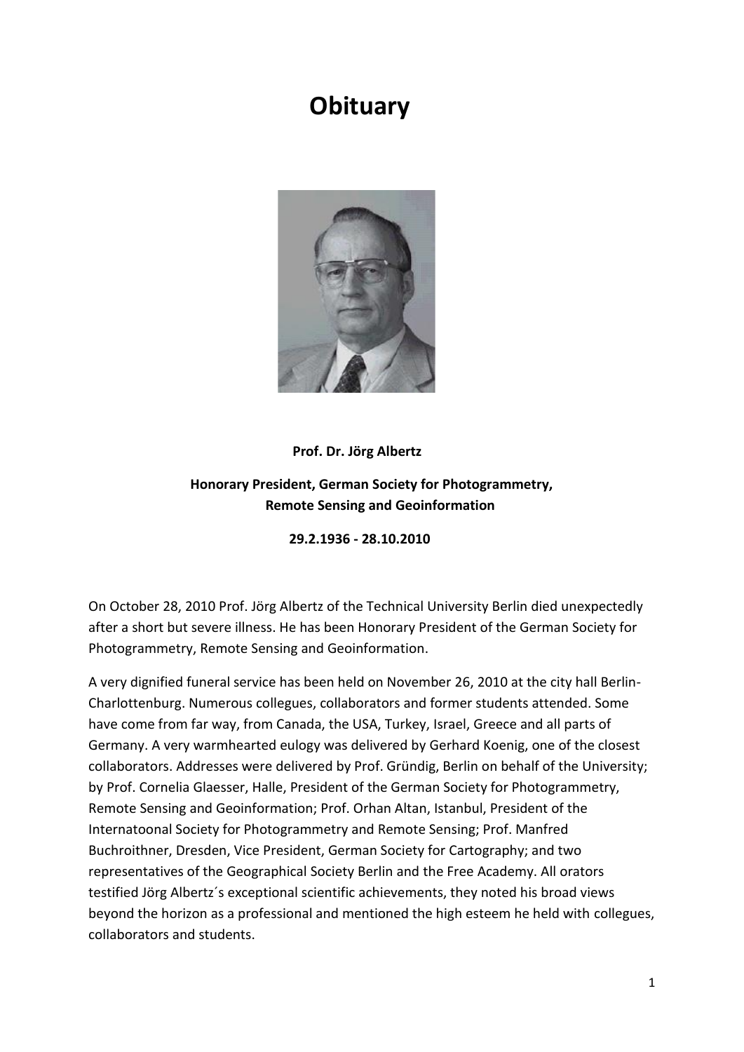# Obituary

**Prof. Dr. Jörg Albertz**

**Honorary President, German Society for Photogrammetry, Remote Sensing and Geoinformation**

**29.2.1936 - 28.10.2010**

On October 28, 2010 Prof. Jörg Albertz of the Technical University Berlin died unexpectedly after a short but severe illness. He has been Honorary President of the German Society for Photogrammetry, Remote Sensing and Geoinformation.

A very dignified funeral service has been held on November 26, 2010 at the city hall Berlin-Charlottenburg. Numerous collegues, collaborators and former students attended. Some have come from far way, from Canada, the USA, Turkey, Israel, Greece and all parts of Germany. A very warmhearted eulogy was delivered by Gerhard Koenig, one of the closest collaborators. Addresses were delivered by Prof. Gründig, Berlin on behalf of the University; by Prof. Cornelia Glaesser, Halle, President of the German Society for Photogrammetry, Remote Sensing and Geoinformation; Prof. Orhan Altan, Istanbul, President of the Internatoonal Society for Photogrammetry and Remote Sensing; Prof. Manfred Buchroithner, Dresden, Vice President, German Society for Cartography; and two representatives of the Geographical Society Berlin and the Free Academy. All orators testified Jörg Albertz´s exceptional scientific achievements, they noted his broad views beyond the horizon as a professional and mentioned the high esteem he held with collegues, collaborators and students.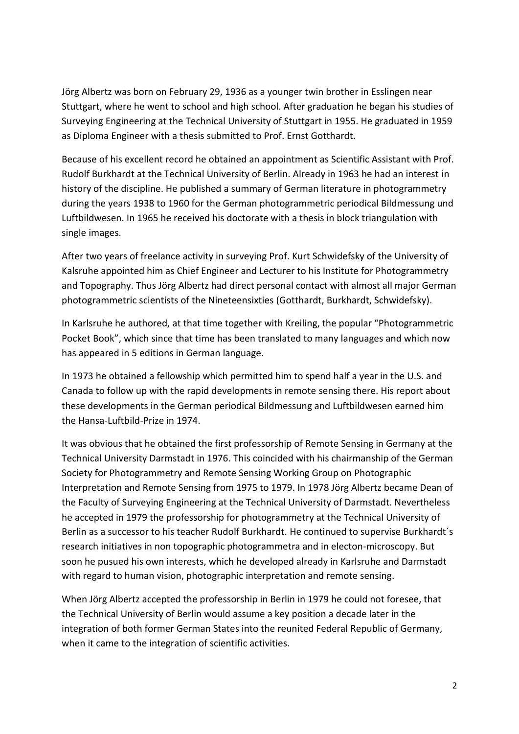Jörg Albertz was born on February 29, 1936 as a younger twin brother in Esslingen near Stuttgart, where he went to school and high school. After graduation he began his studies of Surveying Engineering at the Technical University of Stuttgart in 1955. He graduated in 1959 as Diploma Engineer with a thesis submitted to Prof. Ernst Gotthardt.

Because of his excellent record he obtained an appointment as Scientific Assistant with Prof. Rudolf Burkhardt at the Technical University of Berlin. Already in 1963 he had an interest in history of the discipline. He published a summary of German literature in photogrammetry during the years 1938 to 1960 for the German photogrammetric periodical Bildmessung und Luftbildwesen. In 1965 he received his doctorate with a thesis in block triangulation with single images.

After two years of freelance activity in surveying Prof. Kurt Schwidefsky of the University of Kalsruhe appointed him as Chief Engineer and Lecturer to his Institute for Photogrammetry and Topography. Thus Jörg Albertz had direct personal contact with almost all major German photogrammetric scientists of the Nineteensixties (Gotthardt, Burkhardt, Schwidefsky).

In Karlsruhe he authored, at that time together with Kreiling, the popular "Photogrammetric Pocket Book", which since that time has been translated to many languages and which now has appeared in 5 editions in German language.

In 1973 he obtained a fellowship which permitted him to spend half a year in the U.S. and Canada to follow up with the rapid developments in remote sensing there. His report about these developments in the German periodical Bildmessung and Luftbildwesen earned him the Hansa-Luftbild-Prize in 1974.

It was obvious that he obtained the first professorship of Remote Sensing in Germany at the Technical University Darmstadt in 1976. This coincided with his chairmanship of the German Society for Photogrammetry and Remote Sensing Working Group on Photographic Interpretation and Remote Sensing from 1975 to 1979. In 1978 Jörg Albertz became Dean of the Faculty of Surveying Engineering at the Technical University of Darmstadt. Nevertheless he accepted in 1979 the professorship for photogrammetry at the Technical University of Berlin as a successor to his teacher Rudolf Burkhardt. He continued to supervise Burkhardt´s research initiatives in non topographic photogrammetra and in electon-microscopy. But soon he pusued his own interests, which he developed already in Karlsruhe and Darmstadt with regard to human vision, photographic interpretation and remote sensing.

When Jörg Albertz accepted the professorship in Berlin in 1979 he could not foresee, that the Technical University of Berlin would assume a key position a decade later in the integration of both former German States into the reunited Federal Republic of Germany, when it came to the integration of scientific activities.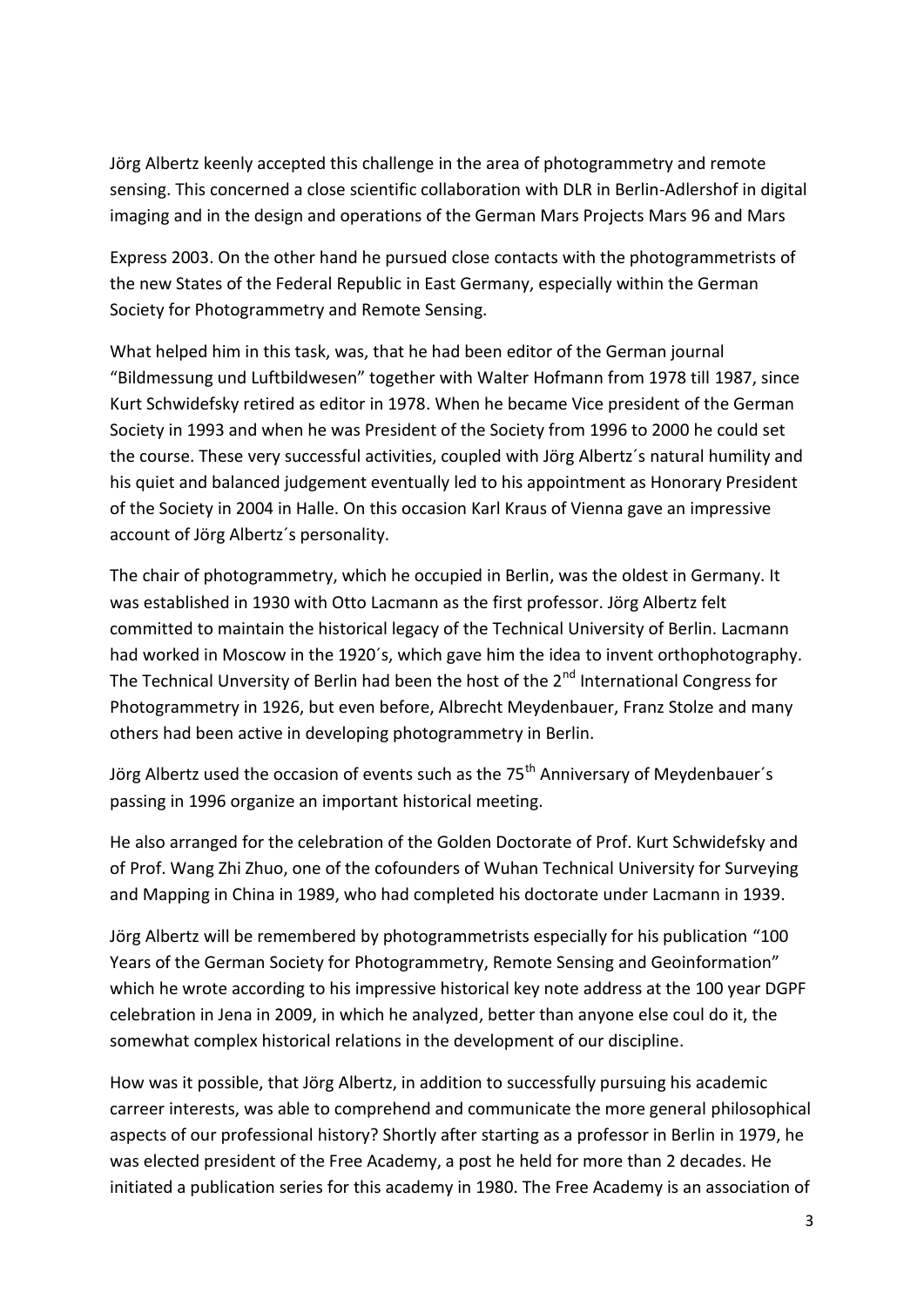Jörg Albertz keenly accepted this challenge in the area of photogrammetry and remote sensing. This concerned a close scientific collaboration with DLR in Berlin-Adlershof in digital imaging and in the design and operations of the German Mars Projects Mars 96 and Mars

Express 2003. On the other hand he pursued close contacts with the photogrammetrists of the new States of the Federal Republic in East Germany, especially within the German Society for Photogrammetry and Remote Sensing.

What helped him in this task, was, that he had been editor of the German journal "Bildmessung und Luftbildwesen" together with Walter Hofmann from 1978 till 1987, since Kurt Schwidefsky retired as editor in 1978. When he became Vice president of the German Society in 1993 and when he was President of the Society from 1996 to 2000 he could set the course. These very successful activities, coupled with Jörg Albertz´s natural humility and his quiet and balanced judgement eventually led to his appointment as Honorary President of the Society in 2004 in Halle. On this occasion Karl Kraus of Vienna gave an impressive account of Jörg Albertz´s personality.

The chair of photogrammetry, which he occupied in Berlin, was the oldest in Germany. It was established in 1930 with Otto Lacmann as the first professor. Jörg Albertz felt committed to maintain the historical legacy of the Technical University of Berlin. Lacmann had worked in Moscow in the 1920´s, which gave him the idea to invent orthophotography. The Technical Unversity of Berlin had been the host of the 2nd International Congress for Photogrammetry in 1926, but even before, Albrecht Meydenbauer, Franz Stolze and many others had been active in developing photogrammetry in Berlin.

Jörg Albertz used the occasion of events such as the 75th Anniversary of Meydenbauer´s passing in 1996 organize an important historical meeting.

He also arranged for the celebration of the Golden Doctorate of Prof. Kurt Schwidefsky and of Prof. Wang Zhi Zhuo, one of the cofounders of Wuhan Technical University for Surveying and Mapping in China in 1989, who had completed his doctorate under Lacmann in 1939.

Jörg Albertz will be remembered by photogrammetrists especially for his publication "100 Years of the German Society for Photogrammetry, Remote Sensing and Geoinformation" which he wrote according to his impressive historical key note address at the 100 year DGPF celebration in Jena in 2009, in which he analyzed, better than anyone else coul do it, the somewhat complex historical relations in the development of our discipline.

How was it possible, that Jörg Albertz, in addition to successfully pursuing his academic carreer interests, was able to comprehend and communicate the more general philosophical aspects of our professional history? Shortly after starting as a professor in Berlin in 1979, he was elected president of the Free Academy, a post he held for more than 2 decades. He initiated a publication series for this academy in 1980. The Free Academy is an association of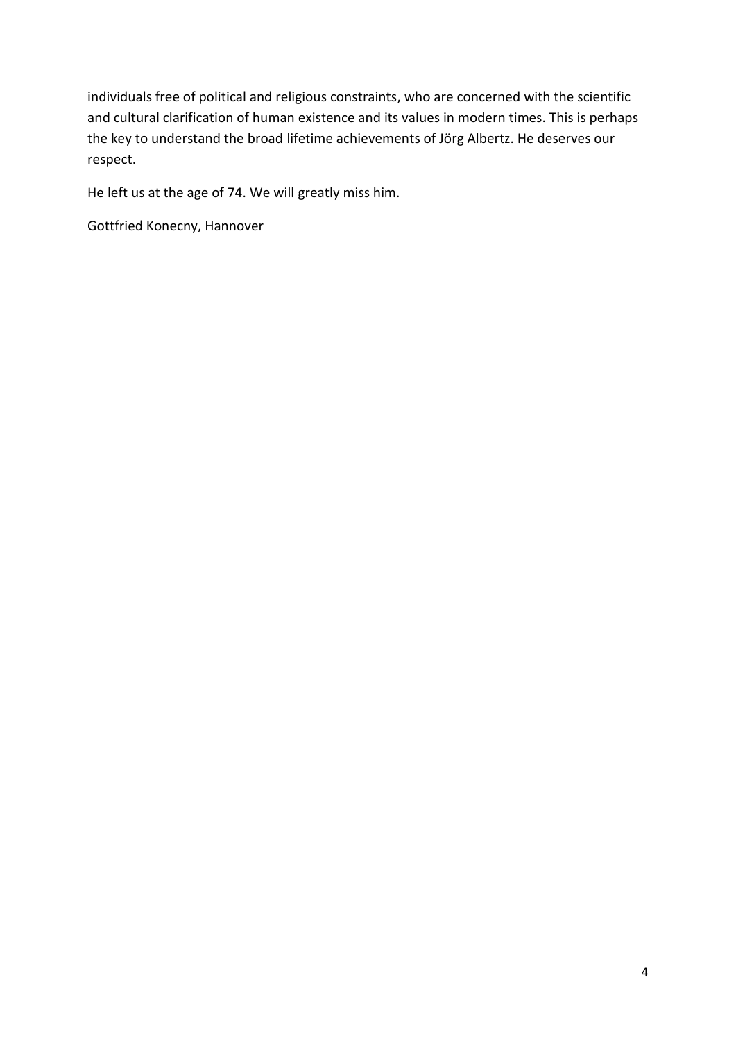individuals free of political and religious constraints, who are concerned with the scientific and cultural clarification of human existence and its values in modern times. This is perhaps the key to understand the broad lifetime achievements of Jörg Albertz. He deserves our respect.

He left us at the age of 74. We will greatly miss him.

Gottfried Konecny, Hannover